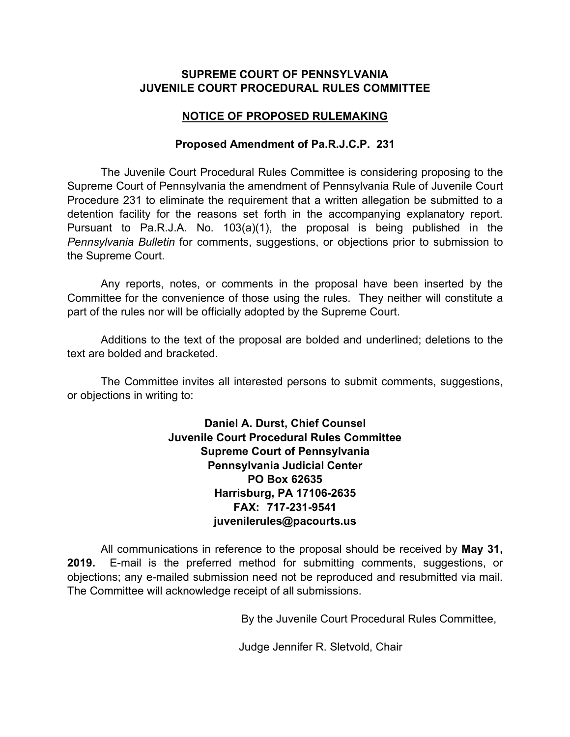**SUPREME COURT OF PENNSYLVANIA**
**JUVENILE COURT PROCEDURAL RULES COMMITTEE**

**NOTICE OF PROPOSED RULEMAKING**

**Proposed Amendment of Pa.R.J.C.P. 231**

The Juvenile Court Procedural Rules Committee is considering proposing to the Supreme Court of Pennsylvania the amendment of Pennsylvania Rule of Juvenile Court Procedure 231 to eliminate the requirement that a written allegation be submitted to a detention facility for the reasons set forth in the accompanying explanatory report. Pursuant to Pa.R.J.A. No. 103(a)(1), the proposal is being published in the *Pennsylvania Bulletin* for comments, suggestions, or objections prior to submission to the Supreme Court.

Any reports, notes, or comments in the proposal have been inserted by the Committee for the convenience of those using the rules. They neither will constitute a part of the rules nor will be officially adopted by the Supreme Court.

Additions to the text of the proposal are bolded and underlined; deletions to the text are bolded and bracketed.

The Committee invites all interested persons to submit comments, suggestions, or objections in writing to:

**Daniel A. Durst, Chief Counsel**
**Juvenile Court Procedural Rules Committee**
**Supreme Court of Pennsylvania**
**Pennsylvania Judicial Center**
**PO Box 62635**
**Harrisburg, PA 17106-2635**
**FAX: 717-231-9541**
**juvenilerules@pacourts.us**

All communications in reference to the proposal should be received by **May 31, 2019.** E-mail is the preferred method for submitting comments, suggestions, or objections; any e-mailed submission need not be reproduced and resubmitted via mail. The Committee will acknowledge receipt of all submissions.

By the Juvenile Court Procedural Rules Committee,

Judge Jennifer R. Sletvold, Chair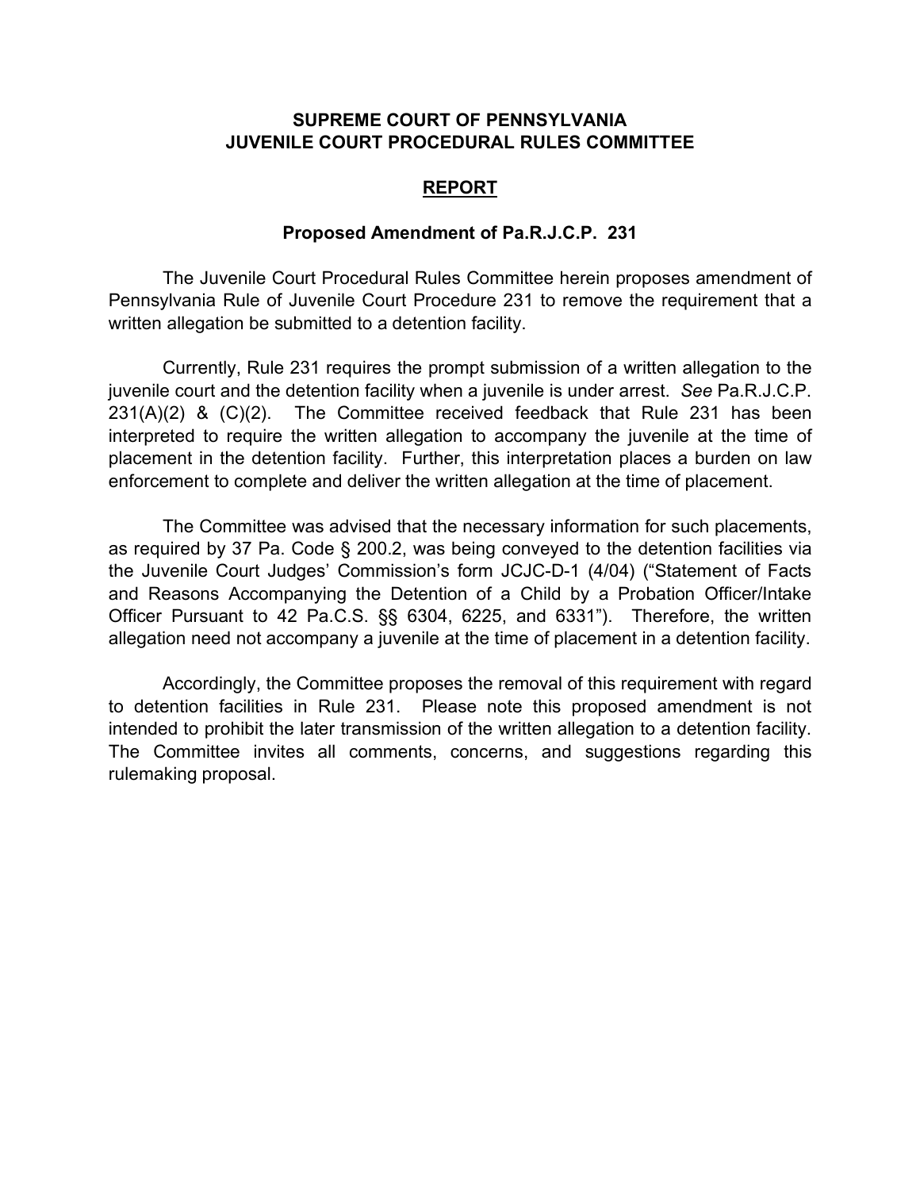**SUPREME COURT OF PENNSYLVANIA**
**JUVENILE COURT PROCEDURAL RULES COMMITTEE**

## REPORT

### Proposed Amendment of Pa.R.J.C.P. 231

The Juvenile Court Procedural Rules Committee herein proposes amendment of Pennsylvania Rule of Juvenile Court Procedure 231 to remove the requirement that a written allegation be submitted to a detention facility.

Currently, Rule 231 requires the prompt submission of a written allegation to the juvenile court and the detention facility when a juvenile is under arrest. *See* Pa.R.J.C.P. 231(A)(2) & (C)(2). The Committee received feedback that Rule 231 has been interpreted to require the written allegation to accompany the juvenile at the time of placement in the detention facility. Further, this interpretation places a burden on law enforcement to complete and deliver the written allegation at the time of placement.

The Committee was advised that the necessary information for such placements, as required by 37 Pa. Code § 200.2, was being conveyed to the detention facilities via the Juvenile Court Judges' Commission's form JCJC-D-1 (4/04) ("Statement of Facts and Reasons Accompanying the Detention of a Child by a Probation Officer/Intake Officer Pursuant to 42 Pa.C.S. §§ 6304, 6225, and 6331"). Therefore, the written allegation need not accompany a juvenile at the time of placement in a detention facility.

Accordingly, the Committee proposes the removal of this requirement with regard to detention facilities in Rule 231. Please note this proposed amendment is not intended to prohibit the later transmission of the written allegation to a detention facility. The Committee invites all comments, concerns, and suggestions regarding this rulemaking proposal.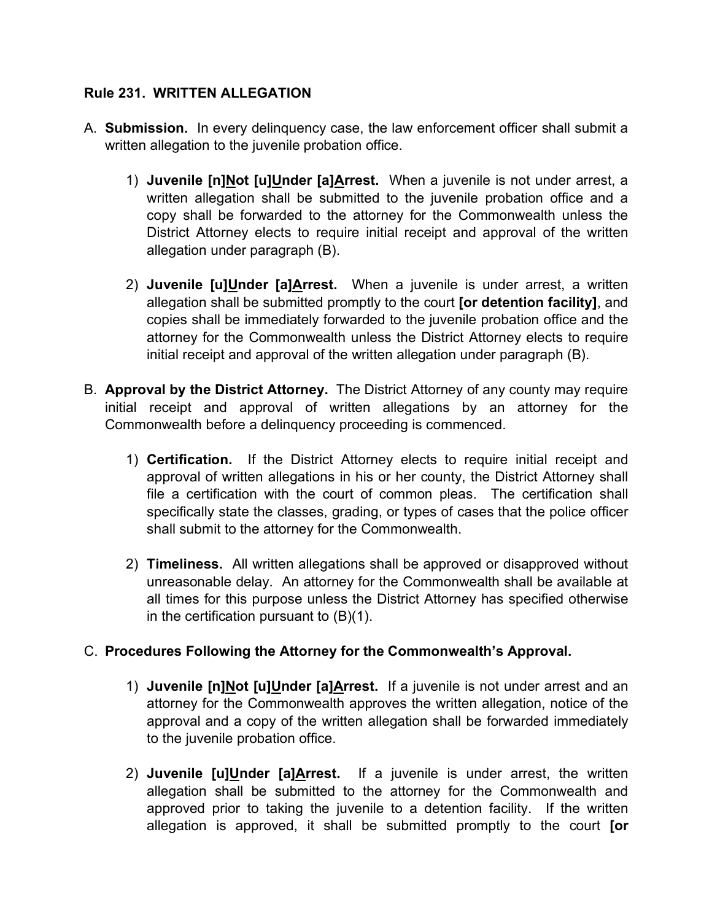**Rule 231. WRITTEN ALLEGATION**

A. **Submission.** In every delinquency case, the law enforcement officer shall submit a written allegation to the juvenile probation office.

   1) **Juvenile [n]<u>N</u>ot [u]<u>U</u>nder [a]<u>A</u>rrest.** When a juvenile is not under arrest, a written allegation shall be submitted to the juvenile probation office and a copy shall be forwarded to the attorney for the Commonwealth unless the District Attorney elects to require initial receipt and approval of the written allegation under paragraph (B).

   2) **Juvenile [u]<u>U</u>nder [a]<u>A</u>rrest.** When a juvenile is under arrest, a written allegation shall be submitted promptly to the court **[or detention facility]**, and copies shall be immediately forwarded to the juvenile probation office and the attorney for the Commonwealth unless the District Attorney elects to require initial receipt and approval of the written allegation under paragraph (B).

B. **Approval by the District Attorney.** The District Attorney of any county may require initial receipt and approval of written allegations by an attorney for the Commonwealth before a delinquency proceeding is commenced.

   1) **Certification.** If the District Attorney elects to require initial receipt and approval of written allegations in his or her county, the District Attorney shall file a certification with the court of common pleas. The certification shall specifically state the classes, grading, or types of cases that the police officer shall submit to the attorney for the Commonwealth.

   2) **Timeliness.** All written allegations shall be approved or disapproved without unreasonable delay. An attorney for the Commonwealth shall be available at all times for this purpose unless the District Attorney has specified otherwise in the certification pursuant to (B)(1).

C. **Procedures Following the Attorney for the Commonwealth's Approval.**

   1) **Juvenile [n]<u>N</u>ot [u]<u>U</u>nder [a]<u>A</u>rrest.** If a juvenile is not under arrest and an attorney for the Commonwealth approves the written allegation, notice of the approval and a copy of the written allegation shall be forwarded immediately to the juvenile probation office.

   2) **Juvenile [u]<u>U</u>nder [a]<u>A</u>rrest.** If a juvenile is under arrest, the written allegation shall be submitted to the attorney for the Commonwealth and approved prior to taking the juvenile to a detention facility. If the written allegation is approved, it shall be submitted promptly to the court **[or**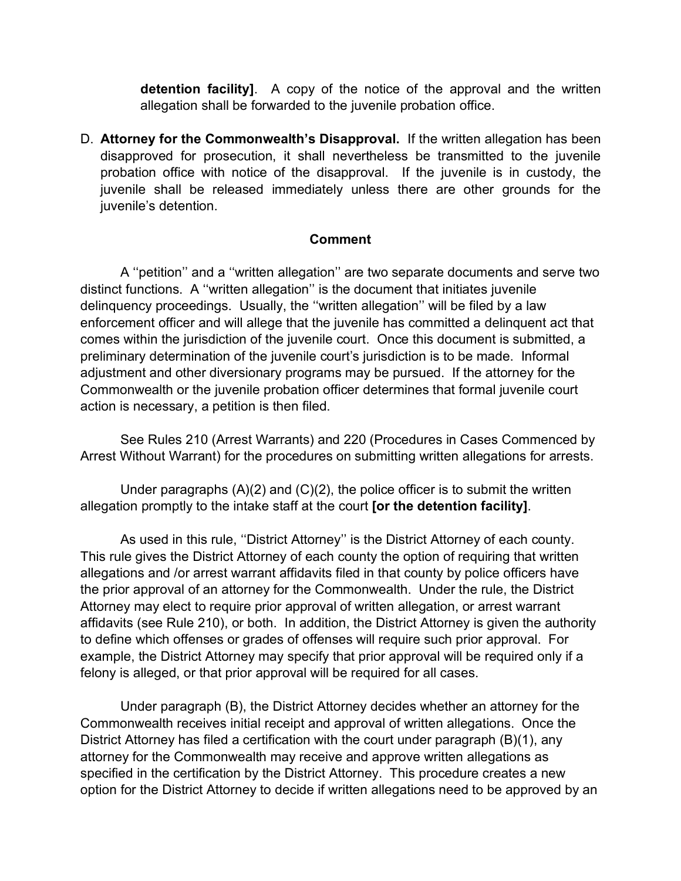**detention facility]**. A copy of the notice of the approval and the written allegation shall be forwarded to the juvenile probation office.

D. **Attorney for the Commonwealth's Disapproval.** If the written allegation has been disapproved for prosecution, it shall nevertheless be transmitted to the juvenile probation office with notice of the disapproval. If the juvenile is in custody, the juvenile shall be released immediately unless there are other grounds for the juvenile's detention.

**Comment**

A ''petition'' and a ''written allegation'' are two separate documents and serve two distinct functions. A ''written allegation'' is the document that initiates juvenile delinquency proceedings. Usually, the ''written allegation'' will be filed by a law enforcement officer and will allege that the juvenile has committed a delinquent act that comes within the jurisdiction of the juvenile court. Once this document is submitted, a preliminary determination of the juvenile court's jurisdiction is to be made. Informal adjustment and other diversionary programs may be pursued. If the attorney for the Commonwealth or the juvenile probation officer determines that formal juvenile court action is necessary, a petition is then filed.

See Rules 210 (Arrest Warrants) and 220 (Procedures in Cases Commenced by Arrest Without Warrant) for the procedures on submitting written allegations for arrests.

Under paragraphs (A)(2) and (C)(2), the police officer is to submit the written allegation promptly to the intake staff at the court **[or the detention facility]**.

As used in this rule, ''District Attorney'' is the District Attorney of each county. This rule gives the District Attorney of each county the option of requiring that written allegations and /or arrest warrant affidavits filed in that county by police officers have the prior approval of an attorney for the Commonwealth. Under the rule, the District Attorney may elect to require prior approval of written allegation, or arrest warrant affidavits (see Rule 210), or both. In addition, the District Attorney is given the authority to define which offenses or grades of offenses will require such prior approval. For example, the District Attorney may specify that prior approval will be required only if a felony is alleged, or that prior approval will be required for all cases.

Under paragraph (B), the District Attorney decides whether an attorney for the Commonwealth receives initial receipt and approval of written allegations. Once the District Attorney has filed a certification with the court under paragraph (B)(1), any attorney for the Commonwealth may receive and approve written allegations as specified in the certification by the District Attorney. This procedure creates a new option for the District Attorney to decide if written allegations need to be approved by an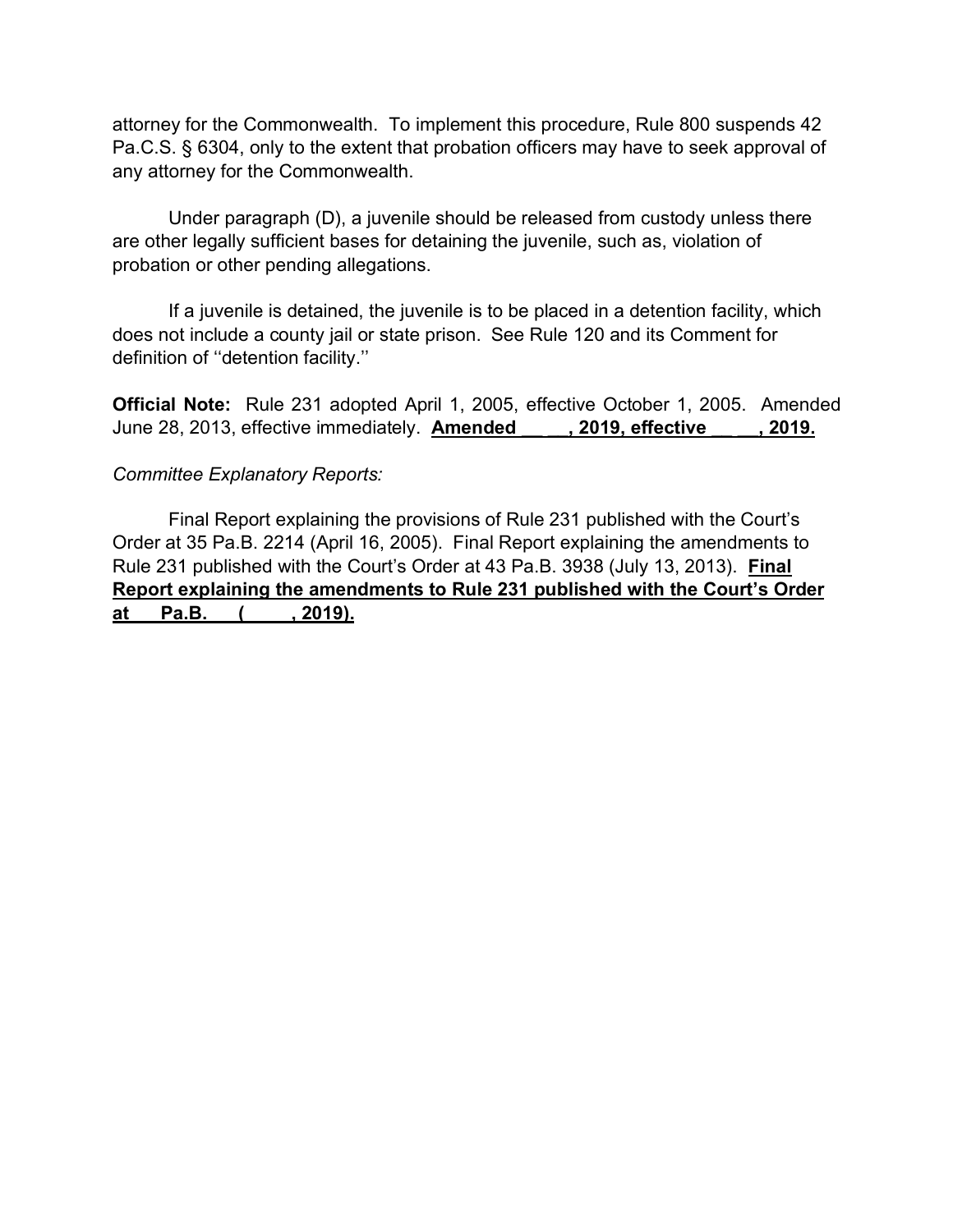attorney for the Commonwealth. To implement this procedure, Rule 800 suspends 42 Pa.C.S. § 6304, only to the extent that probation officers may have to seek approval of any attorney for the Commonwealth.

Under paragraph (D), a juvenile should be released from custody unless there are other legally sufficient bases for detaining the juvenile, such as, violation of probation or other pending allegations.

If a juvenile is detained, the juvenile is to be placed in a detention facility, which does not include a county jail or state prison. See Rule 120 and its Comment for definition of ''detention facility.''

**Official Note:** Rule 231 adopted April 1, 2005, effective October 1, 2005. Amended June 28, 2013, effective immediately. **<u>Amended \_\_ \_\_, 2019, effective \_\_ \_\_, 2019.</u>**

*Committee Explanatory Reports:*

Final Report explaining the provisions of Rule 231 published with the Court's Order at 35 Pa.B. 2214 (April 16, 2005). Final Report explaining the amendments to Rule 231 published with the Court's Order at 43 Pa.B. 3938 (July 13, 2013). **<u>Final Report explaining the amendments to Rule 231 published with the Court's Order at \_\_ Pa.B. \_\_ (\_\_\_\_, 2019).</u>**